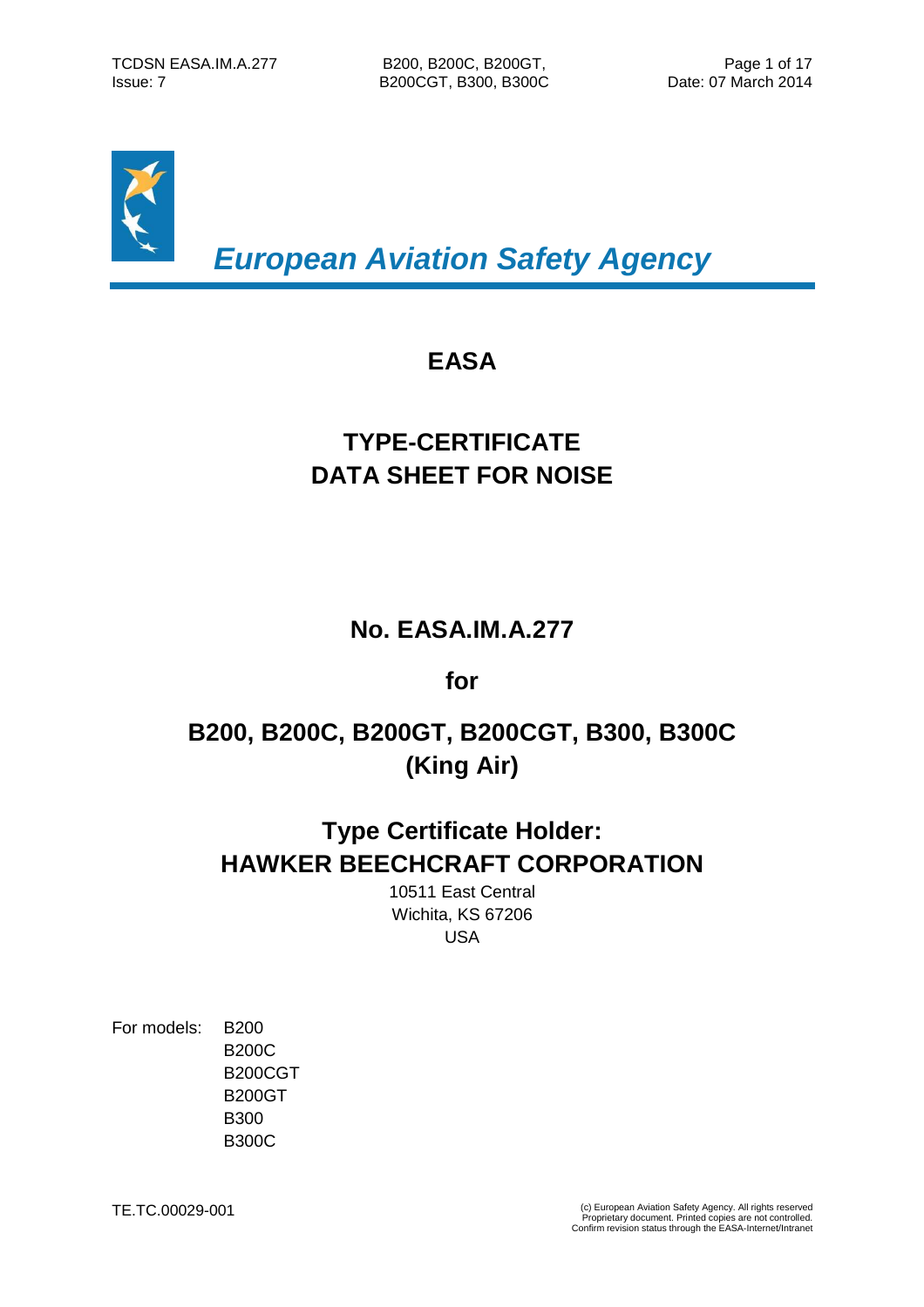*European Aviation Safety Agency*

# EASA

# TYPE-CERTIFICATE DATA SHEET FOR NOISE

## No. EASA.IM.A.277

## for

## B200, B200C, B200GT, B200CGT, B300, B300C (King Air)

## Type Certificate Holder: HAWKER BEECHCRAFT CORPORATION

10511 East Central
Wichita, KS 67206
USA

For models: B200
B200C
B200CGT
B200GT
B300
B300C

TE.TC.00029-001

(c) European Aviation Safety Agency. All rights reserved
Proprietary document. Printed copies are not controlled.
Confirm revision status through the EASA-Internet/Intranet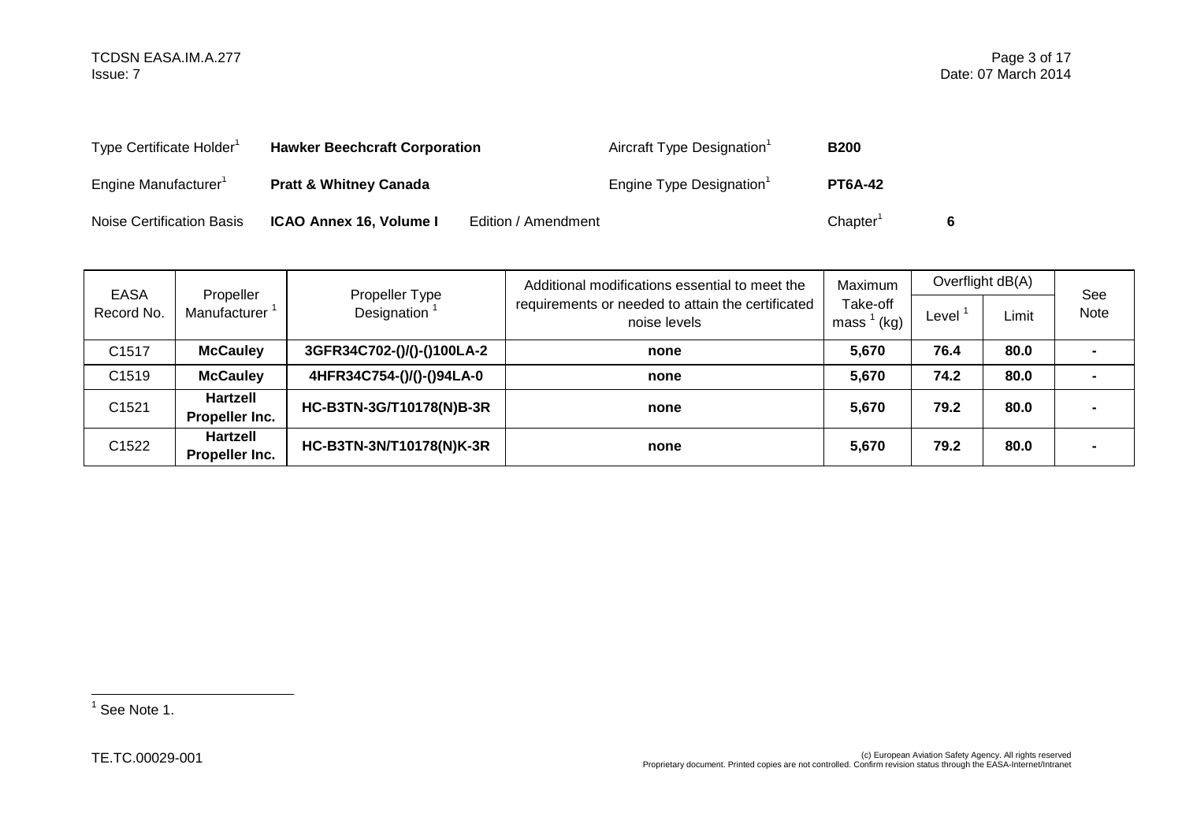| | | | | | |
|---|---|---|---|---|---|
| Type Certificate Holder[1] | **Hawker Beechcraft Corporation** | | Aircraft Type Designation[1] | **B200** | |
| Engine Manufacturer[1] | **Pratt & Whitney Canada** | | Engine Type Designation[1] | **PT6A-42** | |
| Noise Certification Basis | **ICAO Annex 16, Volume I** | Edition / Amendment | | Chapter[1] | **6** |

| EASA Record No. | Propeller Manufacturer [1] | Propeller Type Designation [1] | Additional modifications essential to meet the requirements or needed to attain the certificated noise levels | Maximum Take-off mass [1] (kg) | Overflight dB(A) | | See Note |
|---|---|---|---|---|---|---|---|
| | | | | | Level [1] | Limit | |
| C1517 | **McCauley** | **3GFR34C702-()/()-()100LA-2** | **none** | **5,670** | **76.4** | **80.0** | **-** |
| C1519 | **McCauley** | **4HFR34C754-()/()-()94LA-0** | **none** | **5,670** | **74.2** | **80.0** | **-** |
| C1521 | **Hartzell Propeller Inc.** | **HC-B3TN-3G/T10178(N)B-3R** | **none** | **5,670** | **79.2** | **80.0** | **-** |
| C1522 | **Hartzell Propeller Inc.** | **HC-B3TN-3N/T10178(N)K-3R** | **none** | **5,670** | **79.2** | **80.0** | **-** |

[1] See Note 1.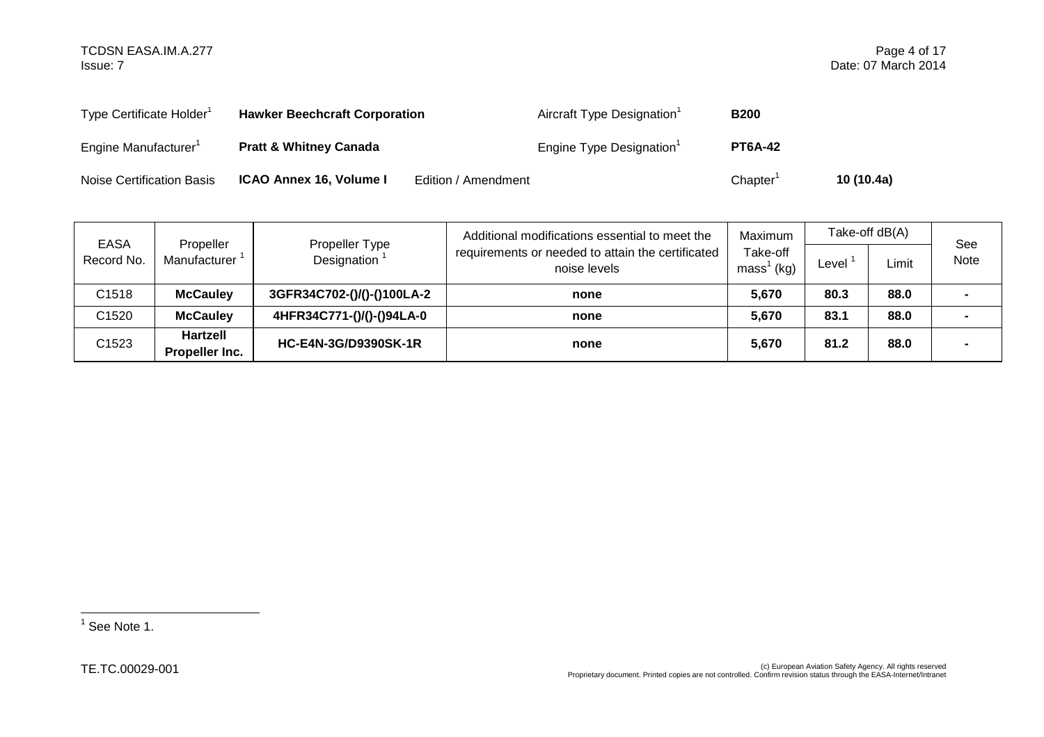| | | | | | |
|---|---|---|---|---|---|
| Type Certificate Holder[1] | **Hawker Beechcraft Corporation** | | Aircraft Type Designation[1] | **B200** | |
| Engine Manufacturer[1] | **Pratt & Whitney Canada** | | Engine Type Designation[1] | **PT6A-42** | |
| Noise Certification Basis | **ICAO Annex 16, Volume I** | Edition / Amendment | | Chapter[1] | **10 (10.4a)** |

| EASA Record No. | Propeller Manufacturer [1] | Propeller Type Designation [1] | Additional modifications essential to meet the requirements or needed to attain the certificated noise levels | Maximum Take-off mass[1] (kg) | Take-off dB(A) | | See Note |
|---|---|---|---|---|---|---|---|
| | | | | | Level [1] | Limit | |
| C1518 | **McCauley** | **3GFR34C702-()/()-()100LA-2** | **none** | **5,670** | **80.3** | **88.0** | **-** |
| C1520 | **McCauley** | **4HFR34C771-()/()-()94LA-0** | **none** | **5,670** | **83.1** | **88.0** | **-** |
| C1523 | **Hartzell Propeller Inc.** | **HC-E4N-3G/D9390SK-1R** | **none** | **5,670** | **81.2** | **88.0** | **-** |

[1] See Note 1.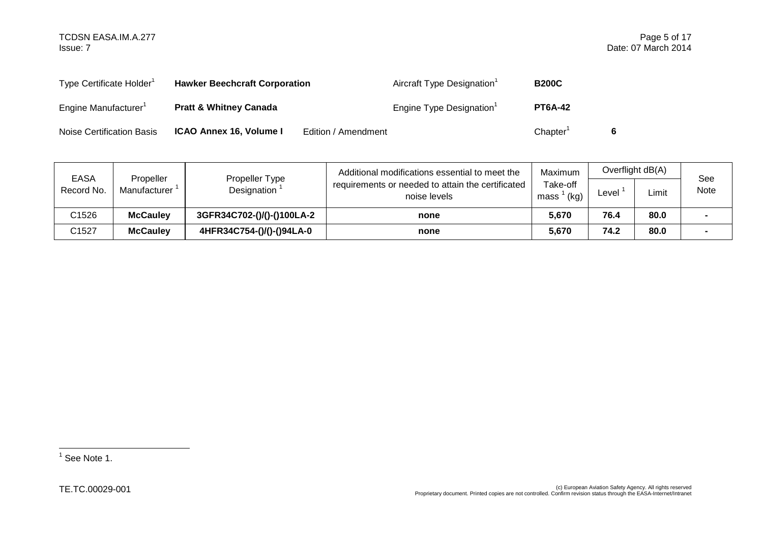| | | | | | | | |
|---|---|---|---|---|---|---|---|
| Type Certificate Holder[1] | **Hawker Beechcraft Corporation** | | Aircraft Type Designation[1] | **B200C** | | | |
| Engine Manufacturer[1] | **Pratt & Whitney Canada** | | Engine Type Designation[1] | **PT6A-42** | | | |
| Noise Certification Basis | **ICAO Annex 16, Volume I** | Edition / Amendment | | Chapter[1] | **6** | | |

| EASA Record No. | Propeller Manufacturer [1] | Propeller Type Designation [1] | Additional modifications essential to meet the requirements or needed to attain the certificated noise levels | Maximum Take-off mass [1] (kg) | Overflight dB(A) | | See Note |
|---|---|---|---|---|---|---|---|
| | | | | | Level [1] | Limit | |
| C1526 | **McCauley** | **3GFR34C702-()/()-()100LA-2** | **none** | **5,670** | **76.4** | **80.0** | **-** |
| C1527 | **McCauley** | **4HFR34C754-()/()-()94LA-0** | **none** | **5,670** | **74.2** | **80.0** | **-** |

[1] See Note 1.

TE.TC.00029-001

(c) European Aviation Safety Agency. All rights reserved
Proprietary document. Printed copies are not controlled. Confirm revision status through the EASA-Internet/Intranet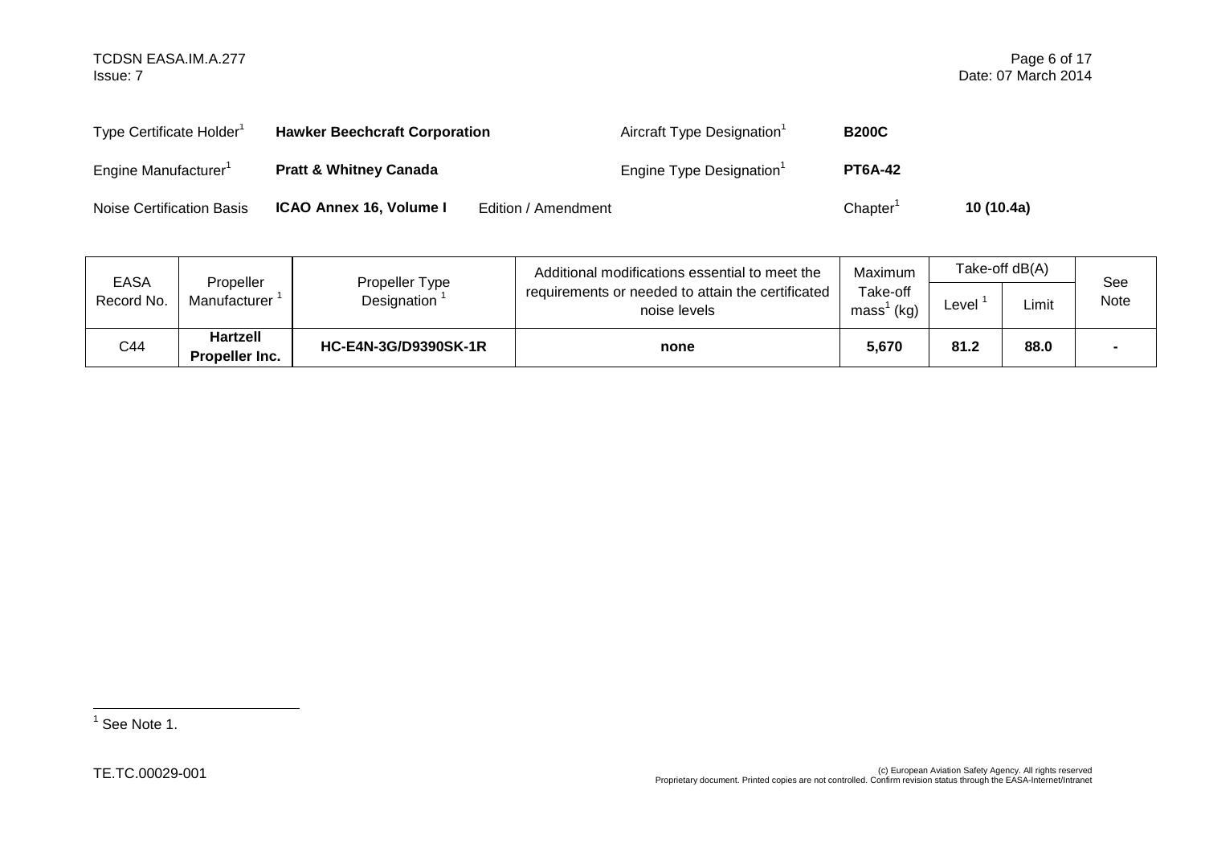| Type Certificate Holder[1] | **Hawker Beechcraft Corporation** | | Aircraft Type Designation[1] | **B200C** |
|---|---|---|---|---|
| Engine Manufacturer[1] | **Pratt & Whitney Canada** | | Engine Type Designation[1] | **PT6A-42** |
| Noise Certification Basis | **ICAO Annex 16, Volume I** | Edition / Amendment | Chapter[1] | **10 (10.4a)** |

| EASA Record No. | Propeller Manufacturer [1] | Propeller Type Designation [1] | Additional modifications essential to meet the requirements or needed to attain the certificated noise levels | Maximum Take-off mass[1] (kg) | Take-off dB(A) | | See Note |
|---|---|---|---|---|---|---|---|
| | | | | | Level [1] | Limit | |
| C44 | **Hartzell Propeller Inc.** | **HC-E4N-3G/D9390SK-1R** | **none** | **5,670** | **81.2** | **88.0** | **-** |

[1] See Note 1.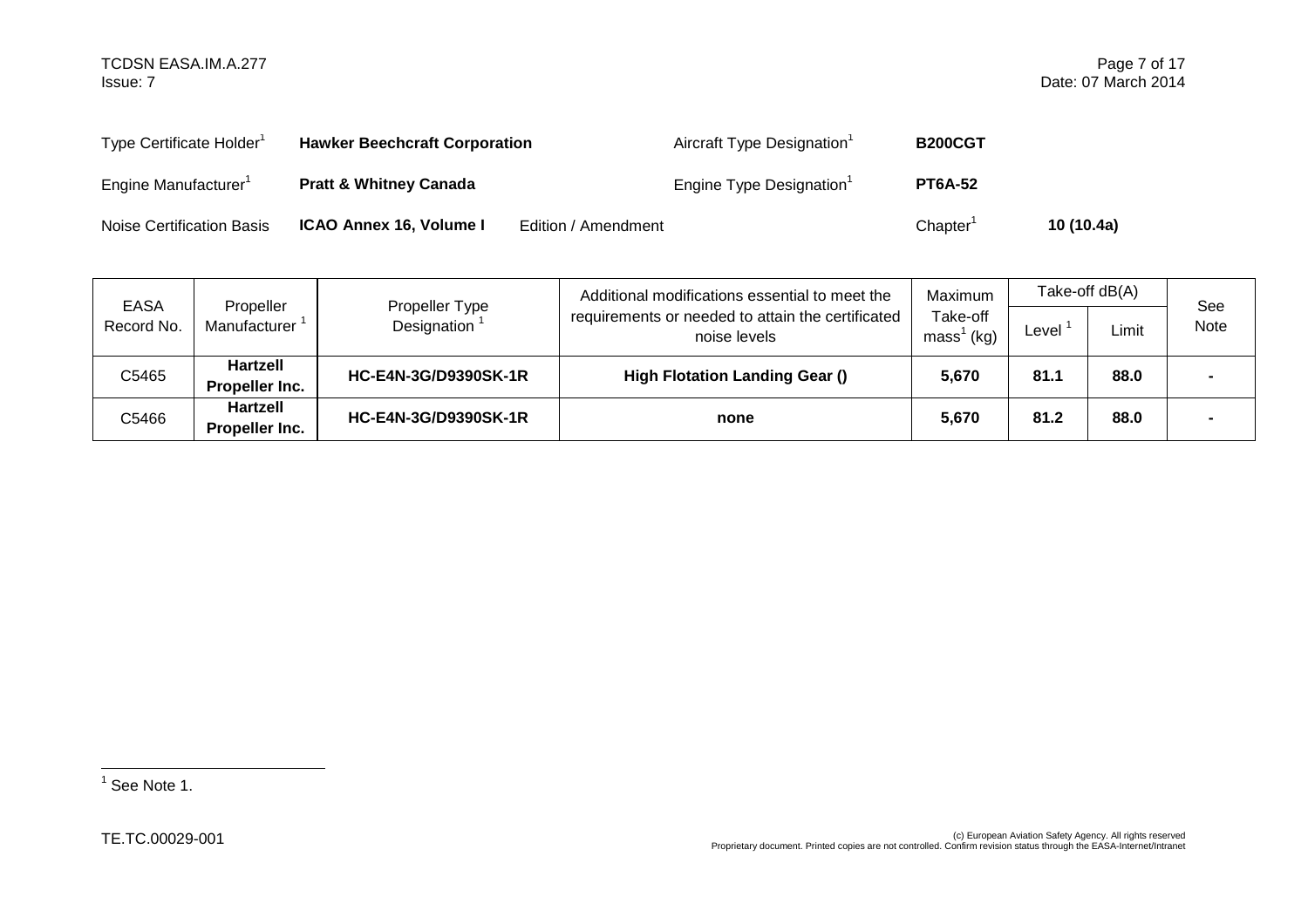| | | | | | |
|---|---|---|---|---|---|
| Type Certificate Holder[1] | **Hawker Beechcraft Corporation** | | Aircraft Type Designation[1] | **B200CGT** | |
| Engine Manufacturer[1] | **Pratt & Whitney Canada** | | Engine Type Designation[1] | **PT6A-52** | |
| Noise Certification Basis | **ICAO Annex 16, Volume I** | Edition / Amendment | | Chapter[1] | **10 (10.4a)** |

| EASA Record No. | Propeller Manufacturer [1] | Propeller Type Designation [1] | Additional modifications essential to meet the requirements or needed to attain the certificated noise levels | Maximum Take-off mass[1] (kg) | Take-off dB(A) | | See Note |
|---|---|---|---|---|---|---|---|
| | | | | | Level [1] | Limit | |
| C5465 | **Hartzell Propeller Inc.** | **HC-E4N-3G/D9390SK-1R** | **High Flotation Landing Gear ()** | **5,670** | **81.1** | **88.0** | **-** |
| C5466 | **Hartzell Propeller Inc.** | **HC-E4N-3G/D9390SK-1R** | **none** | **5,670** | **81.2** | **88.0** | **-** |

[1] See Note 1.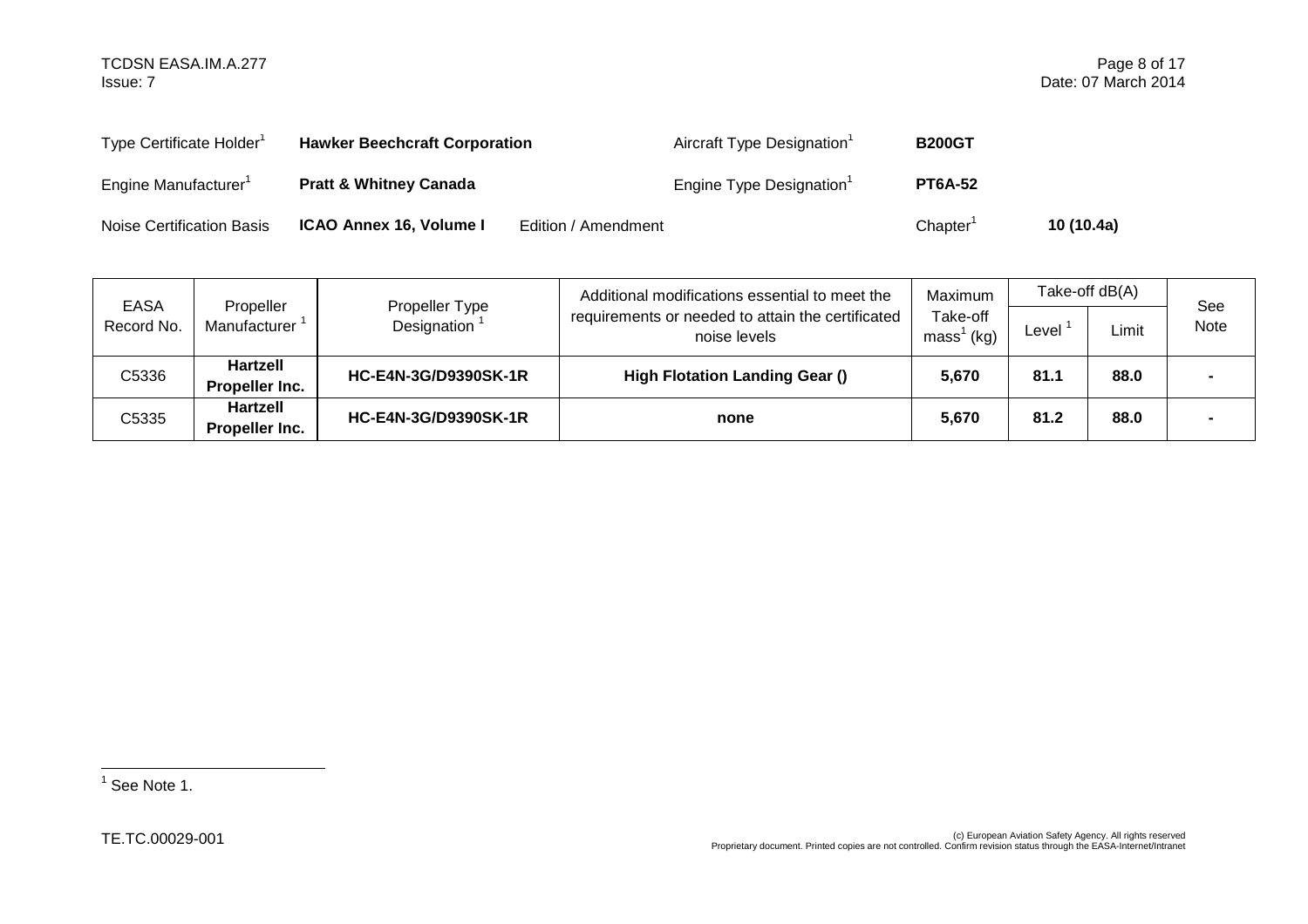Type Certificate Holder[1] **Hawker Beechcraft Corporation** Aircraft Type Designation[1] **B200GT**

Engine Manufacturer[1] **Pratt & Whitney Canada** Engine Type Designation[1] **PT6A-52**

Noise Certification Basis **ICAO Annex 16, Volume I** Edition / Amendment Chapter[1] **10 (10.4a)**

| EASA Record No. | Propeller Manufacturer [1] | Propeller Type Designation [1] | Additional modifications essential to meet the requirements or needed to attain the certificated noise levels | Maximum Take-off mass[1] (kg) | Take-off dB(A) | | See Note |
|---|---|---|---|---|---|---|---|
| | | | | | Level [1] | Limit | |
| C5336 | **Hartzell Propeller Inc.** | **HC-E4N-3G/D9390SK-1R** | **High Flotation Landing Gear ()** | **5,670** | **81.1** | **88.0** | **-** |
| C5335 | **Hartzell Propeller Inc.** | **HC-E4N-3G/D9390SK-1R** | **none** | **5,670** | **81.2** | **88.0** | **-** |

[1] See Note 1.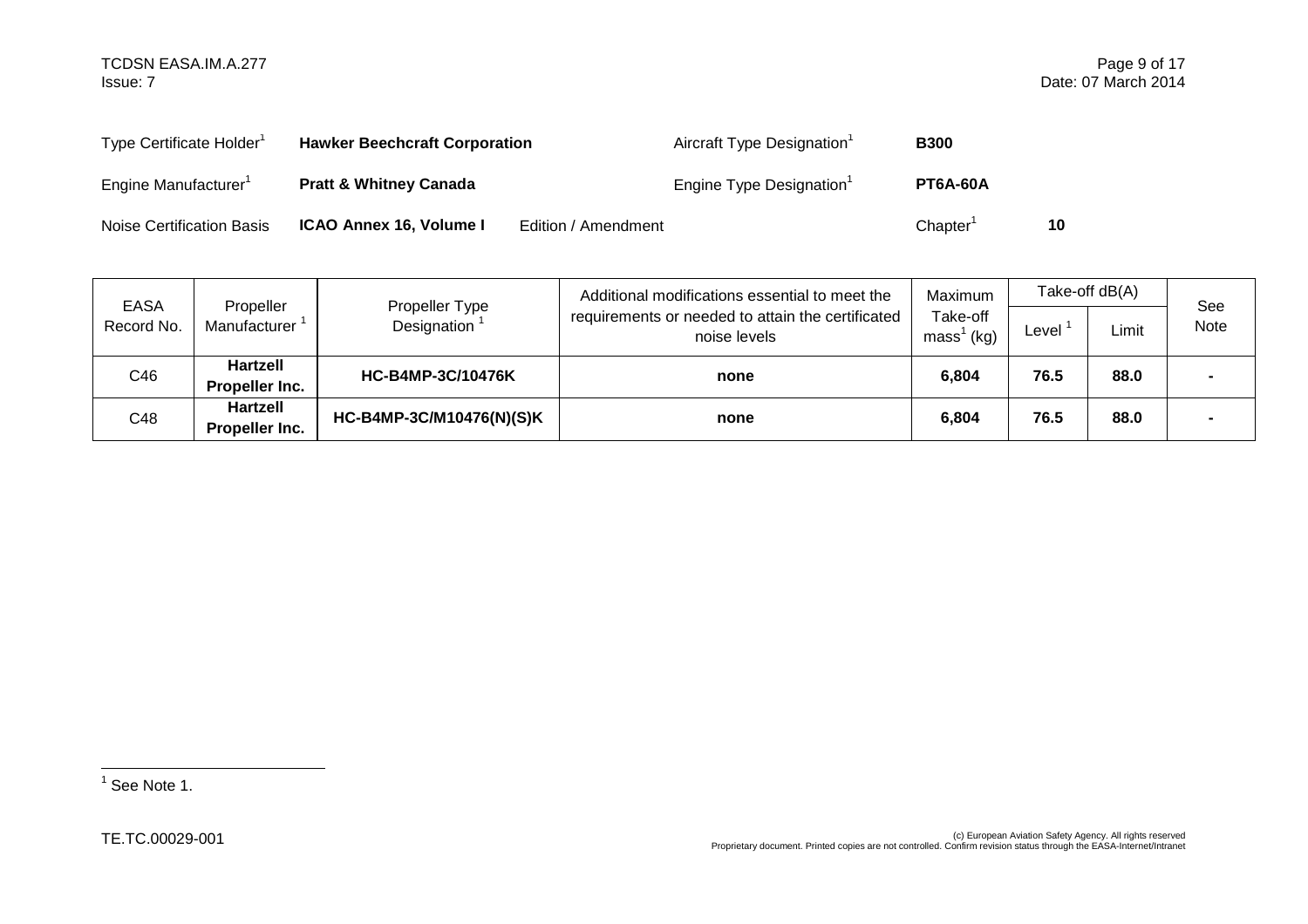| Type Certificate Holder[1] | **Hawker Beechcraft Corporation** | | Aircraft Type Designation[1] | **B300** |
|---|---|---|---|---|
| Engine Manufacturer[1] | **Pratt & Whitney Canada** | | Engine Type Designation[1] | **PT6A-60A** |
| Noise Certification Basis | **ICAO Annex 16, Volume I** | Edition / Amendment | Chapter[1] | **10** |

| EASA Record No. | Propeller Manufacturer [1] | Propeller Type Designation [1] | Additional modifications essential to meet the requirements or needed to attain the certificated noise levels | Maximum Take-off mass[1] (kg) | Take-off dB(A) | | See Note |
|---|---|---|---|---|---|---|---|
| | | | | | Level [1] | Limit | |
| C46 | **Hartzell Propeller Inc.** | **HC-B4MP-3C/10476K** | **none** | **6,804** | **76.5** | **88.0** | **-** |
| C48 | **Hartzell Propeller Inc.** | **HC-B4MP-3C/M10476(N)(S)K** | **none** | **6,804** | **76.5** | **88.0** | **-** |

[1] See Note 1.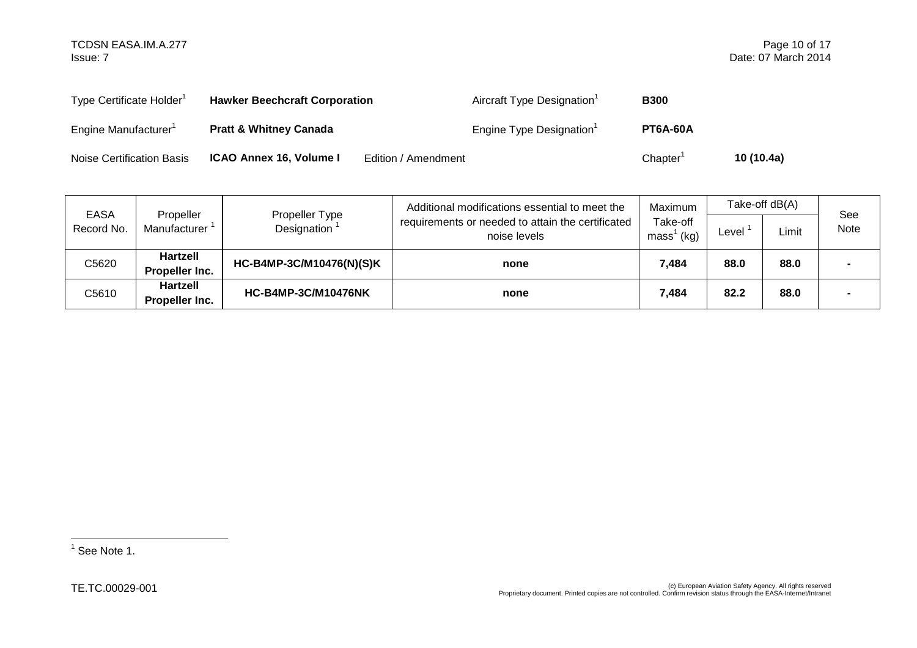| Type Certificate Holder[1] | **Hawker Beechcraft Corporation** | | Aircraft Type Designation[1] | **B300** |
|---|---|---|---|---|
| Engine Manufacturer[1] | **Pratt & Whitney Canada** | | Engine Type Designation[1] | **PT6A-60A** |
| Noise Certification Basis | **ICAO Annex 16, Volume I** | Edition / Amendment | Chapter[1] | **10 (10.4a)** |

| EASA Record No. | Propeller Manufacturer [1] | Propeller Type Designation [1] | Additional modifications essential to meet the requirements or needed to attain the certificated noise levels | Maximum Take-off mass[1] (kg) | Take-off dB(A) | | See Note |
|---|---|---|---|---|---|---|---|
| | | | | | Level [1] | Limit | |
| C5620 | **Hartzell Propeller Inc.** | **HC-B4MP-3C/M10476(N)(S)K** | **none** | **7,484** | **88.0** | **88.0** | **-** |
| C5610 | **Hartzell Propeller Inc.** | **HC-B4MP-3C/M10476NK** | **none** | **7,484** | **82.2** | **88.0** | **-** |

[1] See Note 1.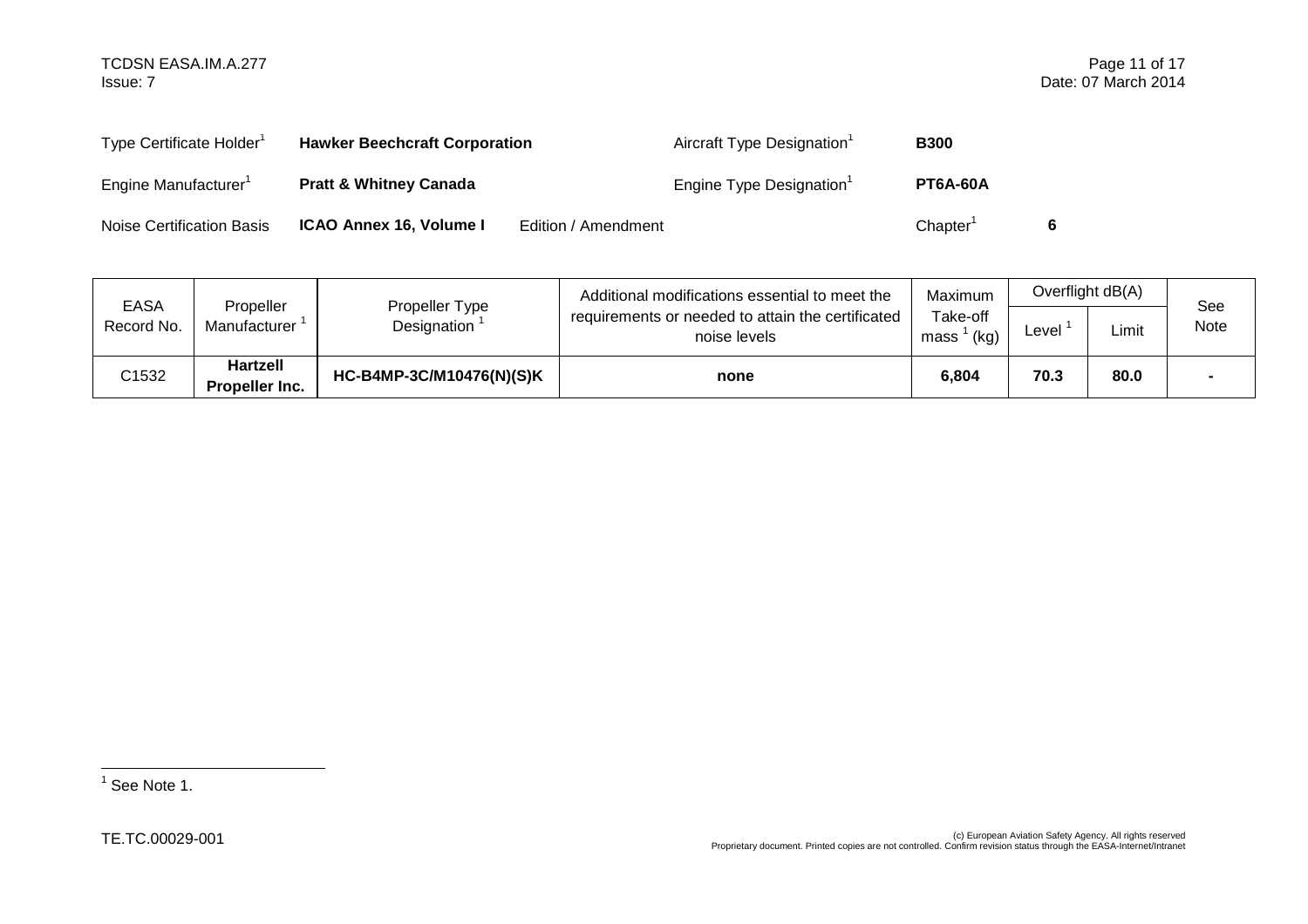| | | | | | |
|---|---|---|---|---|---|
| Type Certificate Holder[1] | **Hawker Beechcraft Corporation** | | Aircraft Type Designation[1] | **B300** | |
| Engine Manufacturer[1] | **Pratt & Whitney Canada** | | Engine Type Designation[1] | **PT6A-60A** | |
| Noise Certification Basis | **ICAO Annex 16, Volume I** | Edition / Amendment | | Chapter[1] | **6** |

| EASA Record No. | Propeller Manufacturer [1] | Propeller Type Designation [1] | Additional modifications essential to meet the requirements or needed to attain the certificated noise levels | Maximum Take-off mass [1] (kg) | Overflight dB(A) | | See Note |
|---|---|---|---|---|---|---|---|
| | | | | | Level [1] | Limit | |
| C1532 | **Hartzell Propeller Inc.** | **HC-B4MP-3C/M10476(N)(S)K** | **none** | **6,804** | **70.3** | **80.0** | **-** |

[1] See Note 1.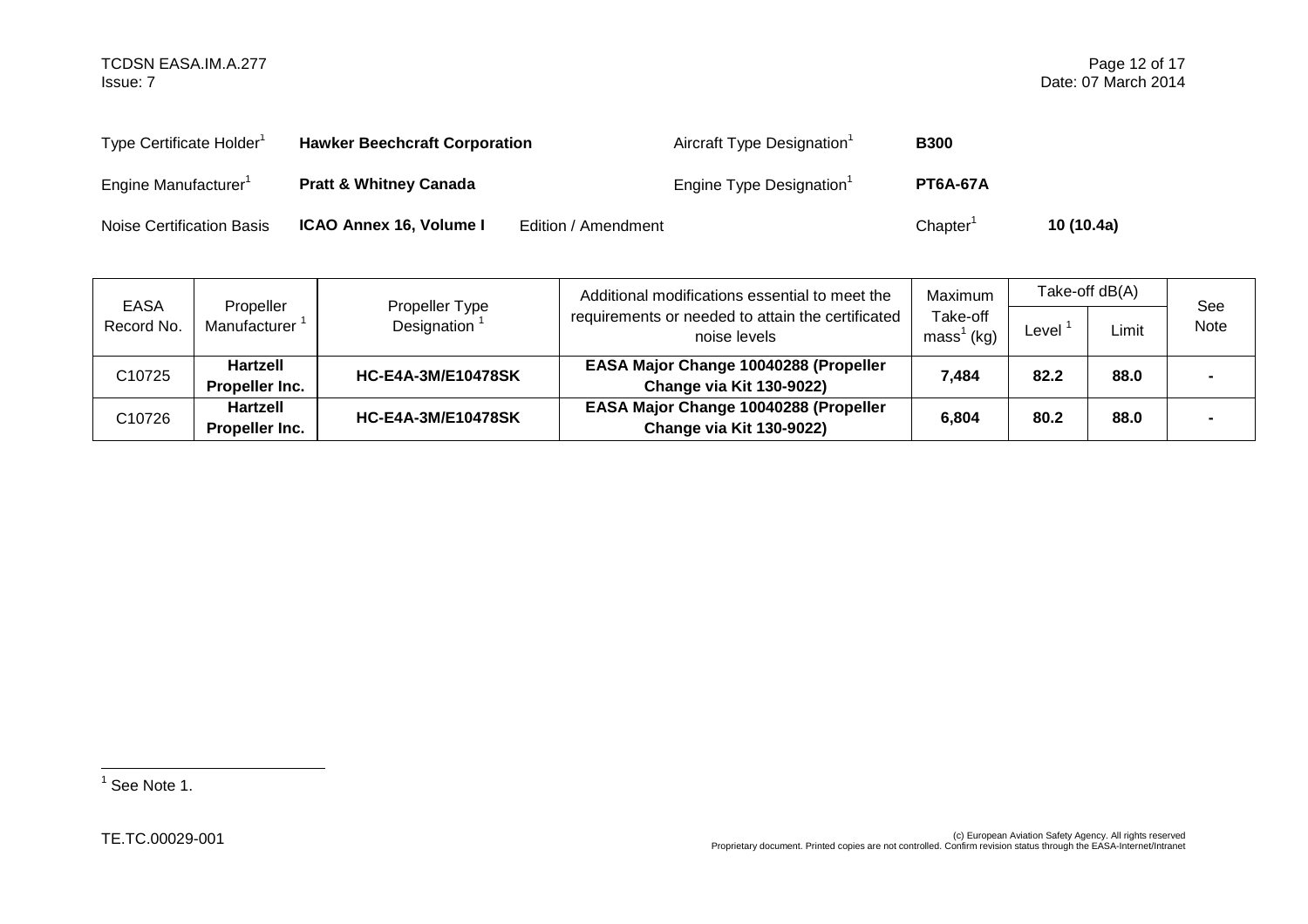| Type Certificate Holder[1] | **Hawker Beechcraft Corporation** | Aircraft Type Designation[1] | **B300** |
|---|---|---|---|
| Engine Manufacturer[1] | **Pratt & Whitney Canada** | Engine Type Designation[1] | **PT6A-67A** |
| Noise Certification Basis | **ICAO Annex 16, Volume I** Edition / Amendment | Chapter[1] | **10 (10.4a)** |

| EASA Record No. | Propeller Manufacturer [1] | Propeller Type Designation [1] | Additional modifications essential to meet the requirements or needed to attain the certificated noise levels | Maximum Take-off mass[1] (kg) | Take-off dB(A) | | See Note |
|---|---|---|---|---|---|---|---|
| | | | | | Level [1] | Limit | |
| C10725 | **Hartzell Propeller Inc.** | **HC-E4A-3M/E10478SK** | **EASA Major Change 10040288 (Propeller Change via Kit 130-9022)** | **7,484** | **82.2** | **88.0** | **-** |
| C10726 | **Hartzell Propeller Inc.** | **HC-E4A-3M/E10478SK** | **EASA Major Change 10040288 (Propeller Change via Kit 130-9022)** | **6,804** | **80.2** | **88.0** | **-** |

[1] See Note 1.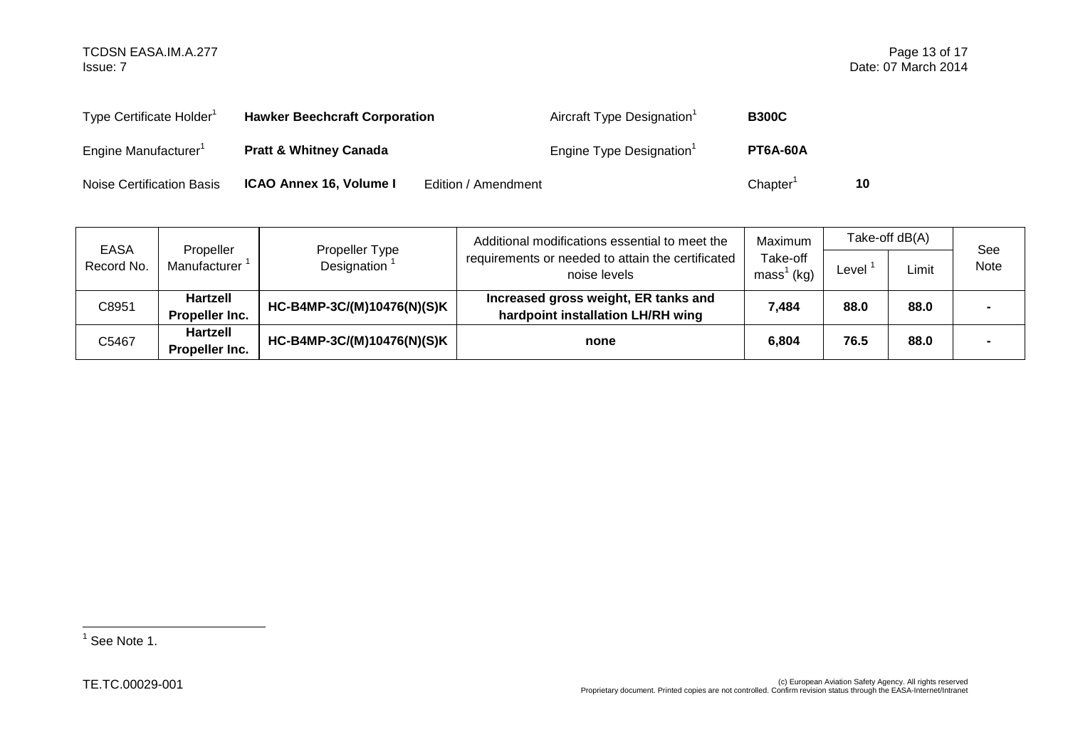| Type Certificate Holder[1] | **Hawker Beechcraft Corporation** | | Aircraft Type Designation[1] | **B300C** |
|---|---|---|---|---|
| Engine Manufacturer[1] | **Pratt & Whitney Canada** | | Engine Type Designation[1] | **PT6A-60A** |
| Noise Certification Basis | **ICAO Annex 16, Volume I** | Edition / Amendment | Chapter[1] | **10** |

| EASA Record No. | Propeller Manufacturer [1] | Propeller Type Designation [1] | Additional modifications essential to meet the requirements or needed to attain the certificated noise levels | Maximum Take-off mass[1] (kg) | Take-off dB(A) | | See Note |
|---|---|---|---|---|---|---|---|
| | | | | | Level [1] | Limit | |
| C8951 | **Hartzell Propeller Inc.** | **HC-B4MP-3C/(M)10476(N)(S)K** | **Increased gross weight, ER tanks and hardpoint installation LH/RH wing** | **7,484** | **88.0** | **88.0** | **-** |
| C5467 | **Hartzell Propeller Inc.** | **HC-B4MP-3C/(M)10476(N)(S)K** | **none** | **6,804** | **76.5** | **88.0** | **-** |

[1] See Note 1.

TE.TC.00029-001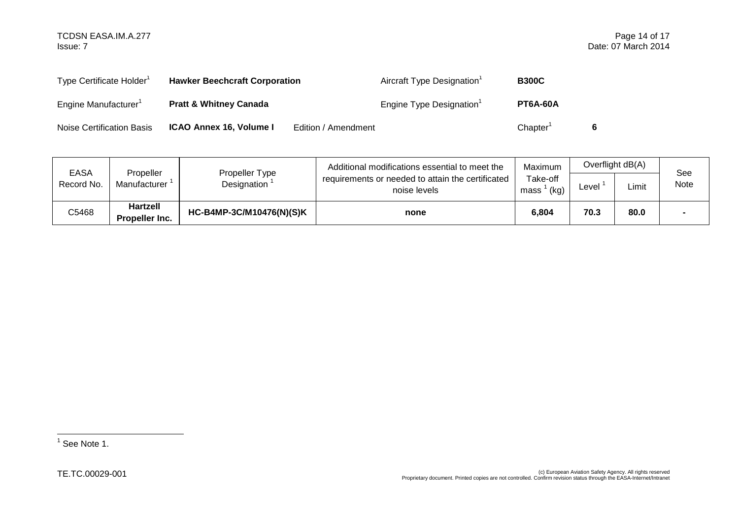| Type Certificate Holder[1] | **Hawker Beechcraft Corporation** | | Aircraft Type Designation[1] | **B300C** |
|---|---|---|---|---|
| Engine Manufacturer[1] | **Pratt & Whitney Canada** | | Engine Type Designation[1] | **PT6A-60A** |
| Noise Certification Basis | **ICAO Annex 16, Volume I** | Edition / Amendment | Chapter[1] | **6** |

| EASA Record No. | Propeller Manufacturer [1] | Propeller Type Designation [1] | Additional modifications essential to meet the requirements or needed to attain the certificated noise levels | Maximum Take-off mass [1] (kg) | Overflight dB(A) | | See Note |
|---|---|---|---|---|---|---|---|
| | | | | | Level [1] | Limit | |
| C5468 | **Hartzell Propeller Inc.** | **HC-B4MP-3C/M10476(N)(S)K** | **none** | **6,804** | **70.3** | **80.0** | **-** |

[1] See Note 1.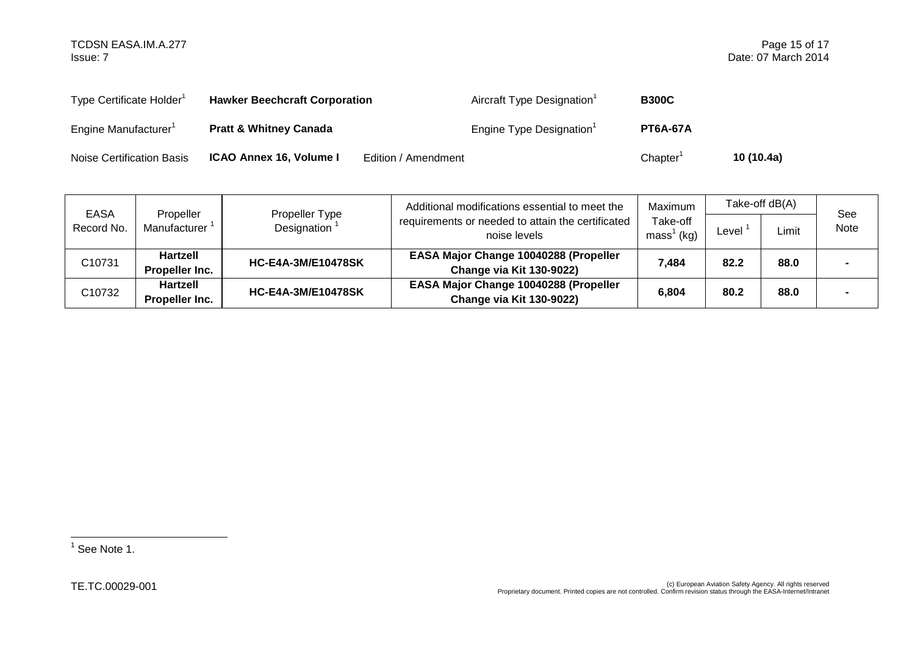| Type Certificate Holder[1] | **Hawker Beechcraft Corporation** | Aircraft Type Designation[1] | **B300C** |
|---|---|---|---|
| Engine Manufacturer[1] | **Pratt & Whitney Canada** | Engine Type Designation[1] | **PT6A-67A** |
| Noise Certification Basis | **ICAO Annex 16, Volume I** Edition / Amendment | Chapter[1] | **10 (10.4a)** |

| EASA Record No. | Propeller Manufacturer [1] | Propeller Type Designation [1] | Additional modifications essential to meet the requirements or needed to attain the certificated noise levels | Maximum Take-off mass[1] (kg) | Take-off dB(A) | | See Note |
|---|---|---|---|---|---|---|---|
| | | | | | Level [1] | Limit | |
| C10731 | **Hartzell Propeller Inc.** | **HC-E4A-3M/E10478SK** | **EASA Major Change 10040288 (Propeller Change via Kit 130-9022)** | **7,484** | **82.2** | **88.0** | **-** |
| C10732 | **Hartzell Propeller Inc.** | **HC-E4A-3M/E10478SK** | **EASA Major Change 10040288 (Propeller Change via Kit 130-9022)** | **6,804** | **80.2** | **88.0** | **-** |

[1] See Note 1.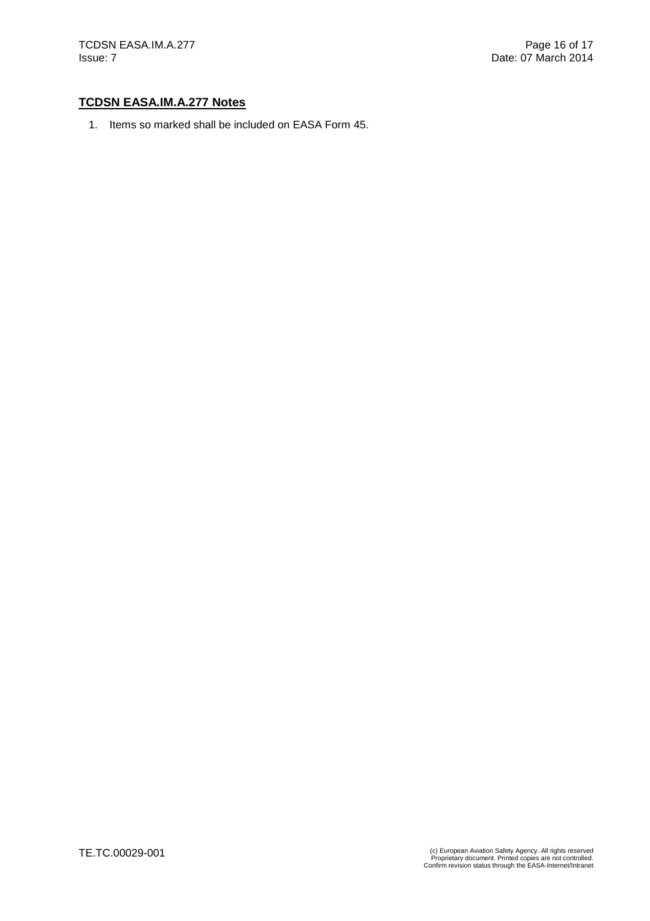## TCDSN EASA.IM.A.277 Notes

1. Items so marked shall be included on EASA Form 45.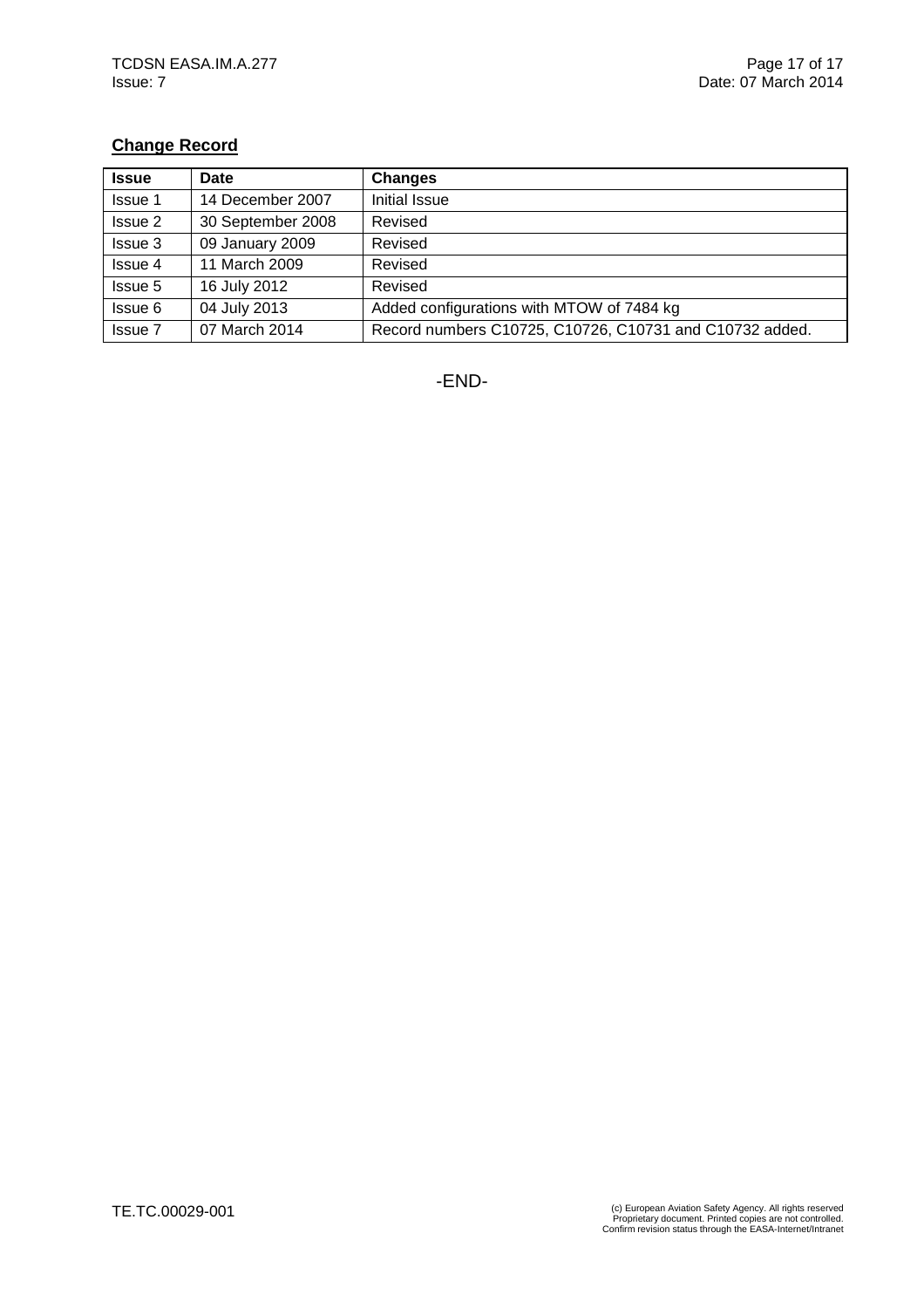## Change Record

| Issue | Date | Changes |
| --- | --- | --- |
| Issue 1 | 14 December 2007 | Initial Issue |
| Issue 2 | 30 September 2008 | Revised |
| Issue 3 | 09 January 2009 | Revised |
| Issue 4 | 11 March 2009 | Revised |
| Issue 5 | 16 July 2012 | Revised |
| Issue 6 | 04 July 2013 | Added configurations with MTOW of 7484 kg |
| Issue 7 | 07 March 2014 | Record numbers C10725, C10726, C10731 and C10732 added. |

-END-